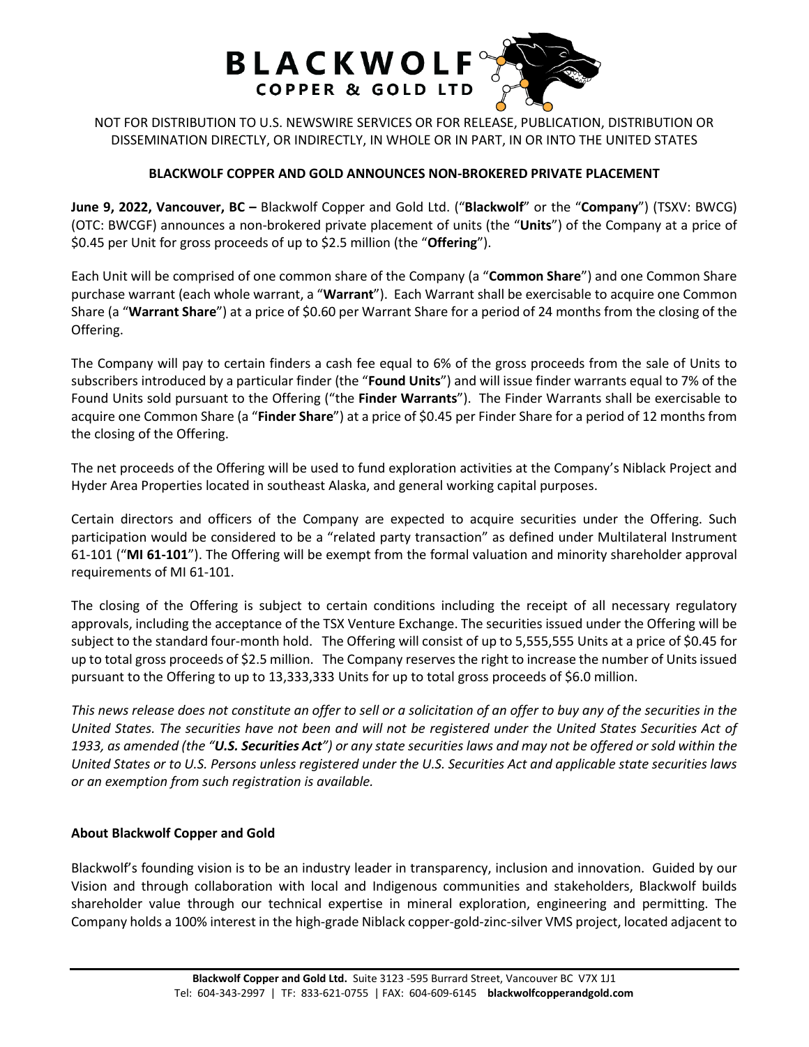NOT FOR DISTRIBUTION TO U.S. NEWSWIRE SERVICES OR FOR RELEASE, PUBLICATION, DISTRIBUTION OR DISSEMINATION DIRECTLY, OR INDIRECTLY, IN WHOLE OR IN PART, IN OR INTO THE UNITED STATES

# BLACKWOLF COPPER AND GOLD ANNOUNCES NON-BROKERED PRIVATE PLACEMENT

**June 9, 2022, Vancouver, BC –** Blackwolf Copper and Gold Ltd. ("**Blackwolf**" or the "**Company**") (TSXV: BWCG) (OTC: BWCGF) announces a non-brokered private placement of units (the "**Units**") of the Company at a price of $0.45 per Unit for gross proceeds of up to $2.5 million (the "**Offering**").

Each Unit will be comprised of one common share of the Company (a "**Common Share**") and one Common Share purchase warrant (each whole warrant, a "**Warrant**"). Each Warrant shall be exercisable to acquire one Common Share (a "**Warrant Share**") at a price of $0.60 per Warrant Share for a period of 24 months from the closing of the Offering.

The Company will pay to certain finders a cash fee equal to 6% of the gross proceeds from the sale of Units to subscribers introduced by a particular finder (the "**Found Units**") and will issue finder warrants equal to 7% of the Found Units sold pursuant to the Offering ("the **Finder Warrants**"). The Finder Warrants shall be exercisable to acquire one Common Share (a "**Finder Share**") at a price of $0.45 per Finder Share for a period of 12 months from the closing of the Offering.

The net proceeds of the Offering will be used to fund exploration activities at the Company's Niblack Project and Hyder Area Properties located in southeast Alaska, and general working capital purposes.

Certain directors and officers of the Company are expected to acquire securities under the Offering. Such participation would be considered to be a "related party transaction" as defined under Multilateral Instrument 61-101 ("**MI 61-101**"). The Offering will be exempt from the formal valuation and minority shareholder approval requirements of MI 61-101.

The closing of the Offering is subject to certain conditions including the receipt of all necessary regulatory approvals, including the acceptance of the TSX Venture Exchange. The securities issued under the Offering will be subject to the standard four-month hold. The Offering will consist of up to 5,555,555 Units at a price of $0.45 for up to total gross proceeds of $2.5 million. The Company reserves the right to increase the number of Units issued pursuant to the Offering to up to 13,333,333 Units for up to total gross proceeds of $6.0 million.

*This news release does not constitute an offer to sell or a solicitation of an offer to buy any of the securities in the United States. The securities have not been and will not be registered under the United States Securities Act of 1933, as amended (the "**U.S. Securities Act**") or any state securities laws and may not be offered or sold within the United States or to U.S. Persons unless registered under the U.S. Securities Act and applicable state securities laws or an exemption from such registration is available.*

## About Blackwolf Copper and Gold

Blackwolf's founding vision is to be an industry leader in transparency, inclusion and innovation. Guided by our Vision and through collaboration with local and Indigenous communities and stakeholders, Blackwolf builds shareholder value through our technical expertise in mineral exploration, engineering and permitting. The Company holds a 100% interest in the high-grade Niblack copper-gold-zinc-silver VMS project, located adjacent to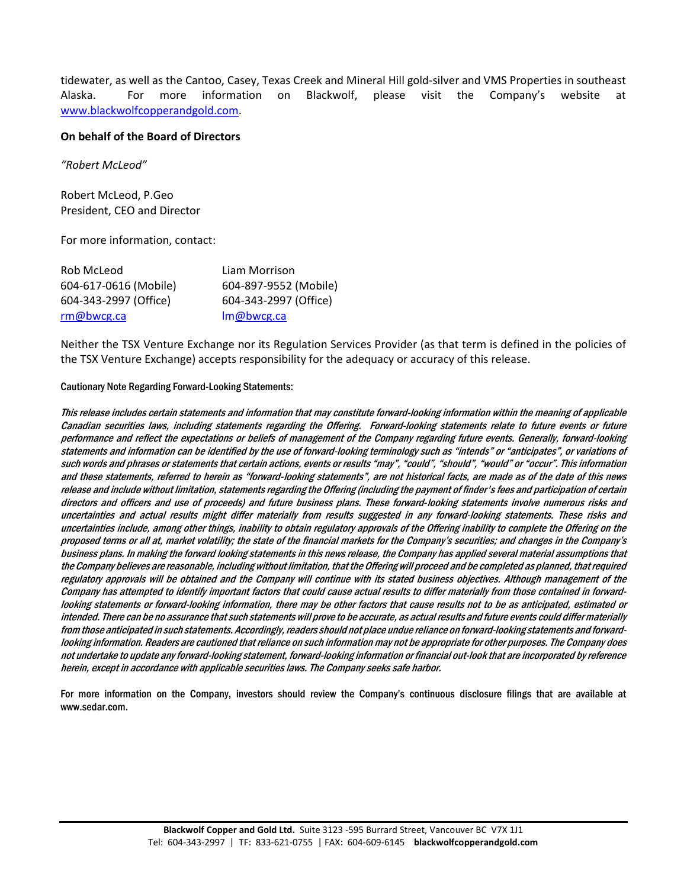tidewater, as well as the Cantoo, Casey, Texas Creek and Mineral Hill gold-silver and VMS Properties in southeast Alaska. For more information on Blackwolf, please visit the Company's website at www.blackwolfcopperandgold.com.

**On behalf of the Board of Directors**

*"Robert McLeod"*

Robert McLeod, P.Geo
President, CEO and Director

For more information, contact:

| | |
|---|---|
| Rob McLeod | Liam Morrison |
| 604-617-0616 (Mobile) | 604-897-9552 (Mobile) |
| 604-343-2997 (Office) | 604-343-2997 (Office) |
| rm@bwcg.ca | lm@bwcg.ca |

Neither the TSX Venture Exchange nor its Regulation Services Provider (as that term is defined in the policies of the TSX Venture Exchange) accepts responsibility for the adequacy or accuracy of this release.

Cautionary Note Regarding Forward-Looking Statements:

*This release includes certain statements and information that may constitute forward-looking information within the meaning of applicable Canadian securities laws, including statements regarding the Offering. Forward-looking statements relate to future events or future performance and reflect the expectations or beliefs of management of the Company regarding future events. Generally, forward-looking statements and information can be identified by the use of forward-looking terminology such as "intends" or "anticipates", or variations of such words and phrases or statements that certain actions, events or results "may", "could", "should", "would" or "occur". This information and these statements, referred to herein as "forward-looking statements", are not historical facts, are made as of the date of this news release and include without limitation, statements regarding the Offering (including the payment of finder's fees and participation of certain directors and officers and use of proceeds) and future business plans. These forward-looking statements involve numerous risks and uncertainties and actual results might differ materially from results suggested in any forward-looking statements. These risks and uncertainties include, among other things, inability to obtain regulatory approvals of the Offering inability to complete the Offering on the proposed terms or all at, market volatility; the state of the financial markets for the Company's securities; and changes in the Company's business plans. In making the forward looking statements in this news release, the Company has applied several material assumptions that the Company believes are reasonable, including without limitation, that the Offering will proceed and be completed as planned, that required regulatory approvals will be obtained and the Company will continue with its stated business objectives. Although management of the Company has attempted to identify important factors that could cause actual results to differ materially from those contained in forward-looking statements or forward-looking information, there may be other factors that cause results not to be as anticipated, estimated or intended. There can be no assurance that such statements will prove to be accurate, as actual results and future events could differ materially from those anticipated in such statements. Accordingly, readers should not place undue reliance on forward-looking statements and forward-looking information. Readers are cautioned that reliance on such information may not be appropriate for other purposes. The Company does not undertake to update any forward-looking statement, forward-looking information or financial out-look that are incorporated by reference herein, except in accordance with applicable securities laws. The Company seeks safe harbor.*

For more information on the Company, investors should review the Company's continuous disclosure filings that are available at www.sedar.com.